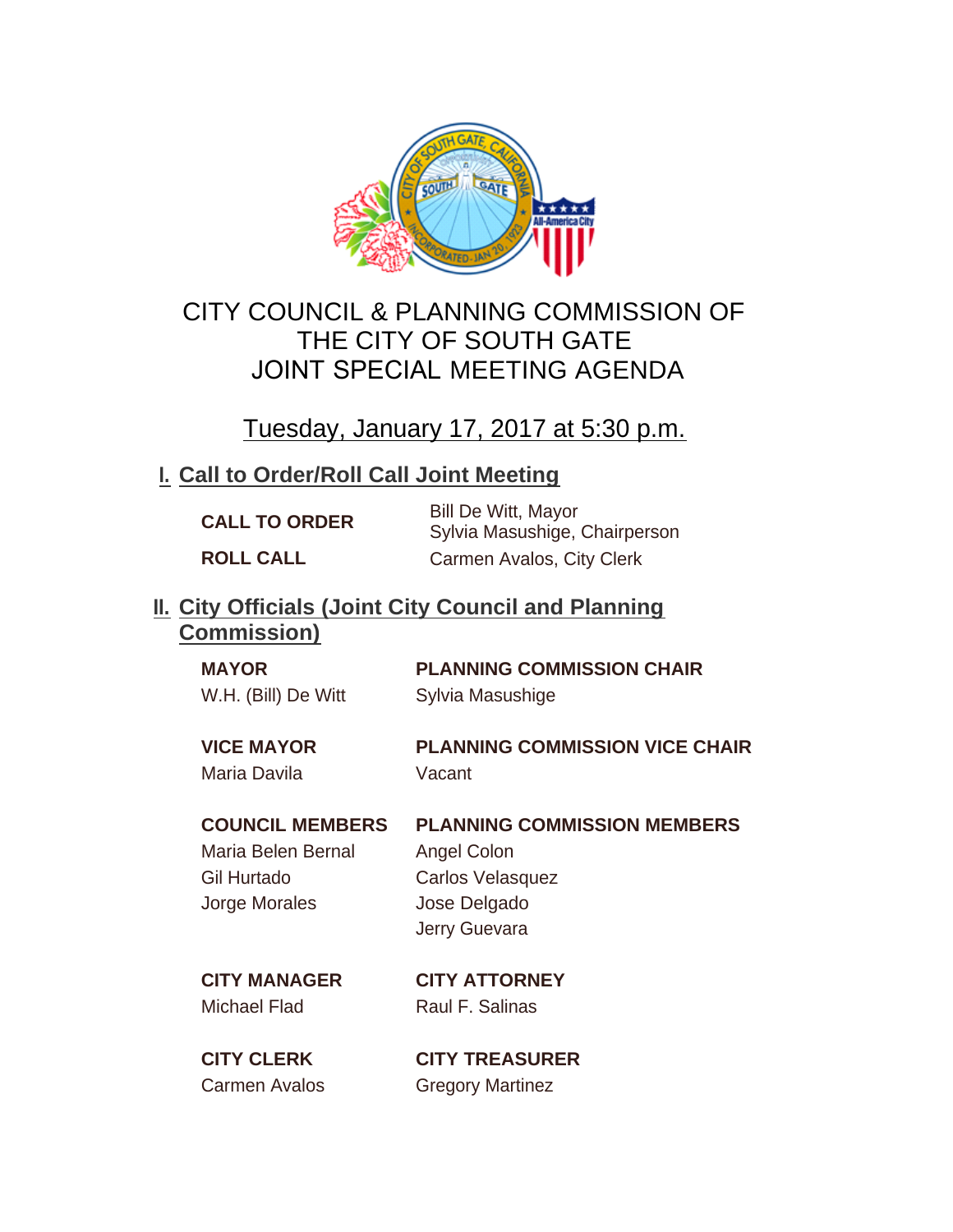# CITY COUNCIL & PLANNING COMMISSION OF THE CITY OF SOUTH GATE JOINT SPECIAL MEETING AGENDA

Tuesday, January 17, 2017 at 5:30 p.m.

## I. Call to Order/Roll Call Joint Meeting

**CALL TO ORDER** — Bill De Witt, Mayor
Sylvia Masushige, Chairperson

**ROLL CALL** — Carmen Avalos, City Clerk

## II. City Officials (Joint City Council and Planning Commission)

**MAYOR**
W.H. (Bill) De Witt

**PLANNING COMMISSION CHAIR**
Sylvia Masushige

**VICE MAYOR**
Maria Davila

**PLANNING COMMISSION VICE CHAIR**
Vacant

**COUNCIL MEMBERS**
Maria Belen Bernal
Gil Hurtado
Jorge Morales

**PLANNING COMMISSION MEMBERS**
Angel Colon
Carlos Velasquez
Jose Delgado
Jerry Guevara

**CITY MANAGER**
Michael Flad

**CITY ATTORNEY**
Raul F. Salinas

**CITY CLERK**
Carmen Avalos

**CITY TREASURER**
Gregory Martinez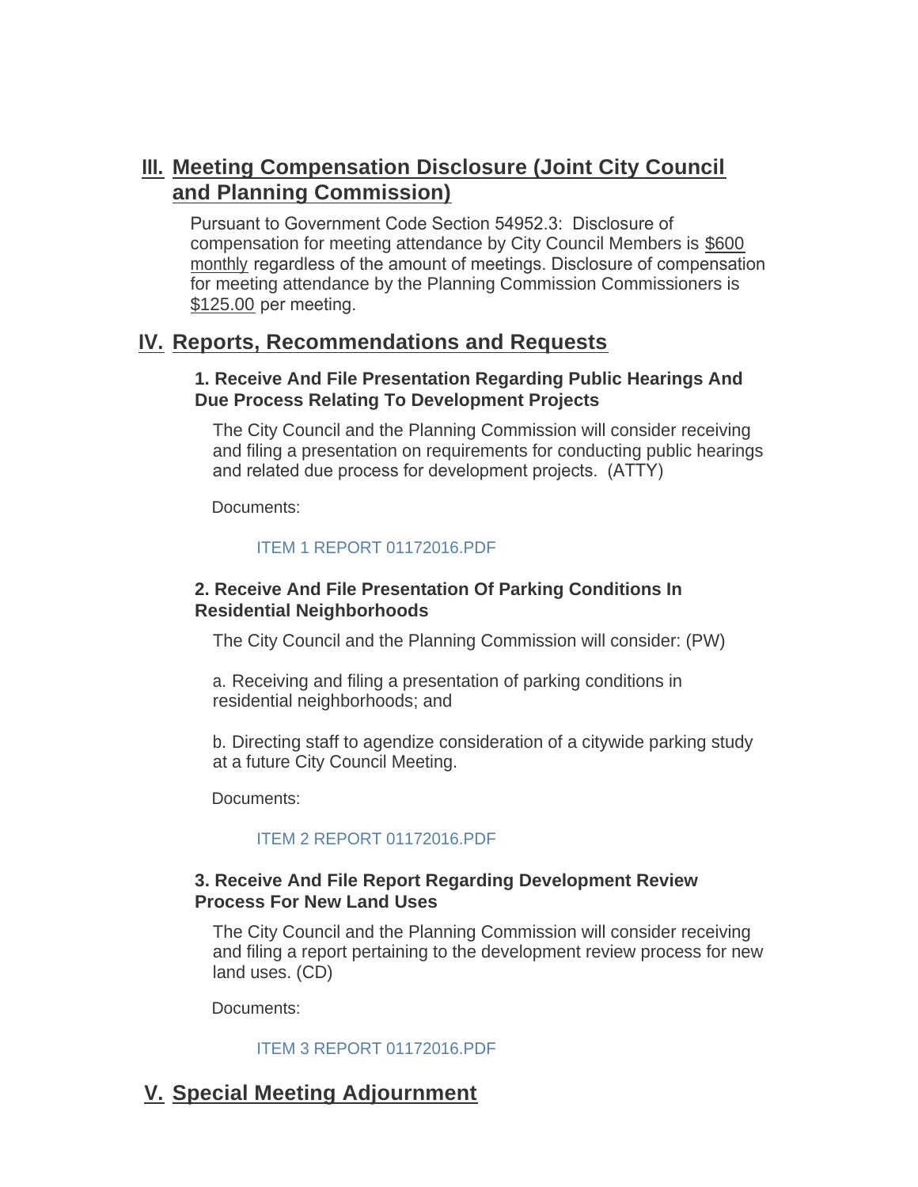## III. Meeting Compensation Disclosure (Joint City Council and Planning Commission)

Pursuant to Government Code Section 54952.3: Disclosure of compensation for meeting attendance by City Council Members is $600 monthly regardless of the amount of meetings. Disclosure of compensation for meeting attendance by the Planning Commission Commissioners is $125.00 per meeting.

## IV. Reports, Recommendations and Requests

### 1. Receive And File Presentation Regarding Public Hearings And Due Process Relating To Development Projects

The City Council and the Planning Commission will consider receiving and filing a presentation on requirements for conducting public hearings and related due process for development projects. (ATTY)

Documents:

ITEM 1 REPORT 01172016.PDF

### 2. Receive And File Presentation Of Parking Conditions In Residential Neighborhoods

The City Council and the Planning Commission will consider: (PW)

a. Receiving and filing a presentation of parking conditions in residential neighborhoods; and

b. Directing staff to agendize consideration of a citywide parking study at a future City Council Meeting.

Documents:

ITEM 2 REPORT 01172016.PDF

### 3. Receive And File Report Regarding Development Review Process For New Land Uses

The City Council and the Planning Commission will consider receiving and filing a report pertaining to the development review process for new land uses. (CD)

Documents:

ITEM 3 REPORT 01172016.PDF

## V. Special Meeting Adjournment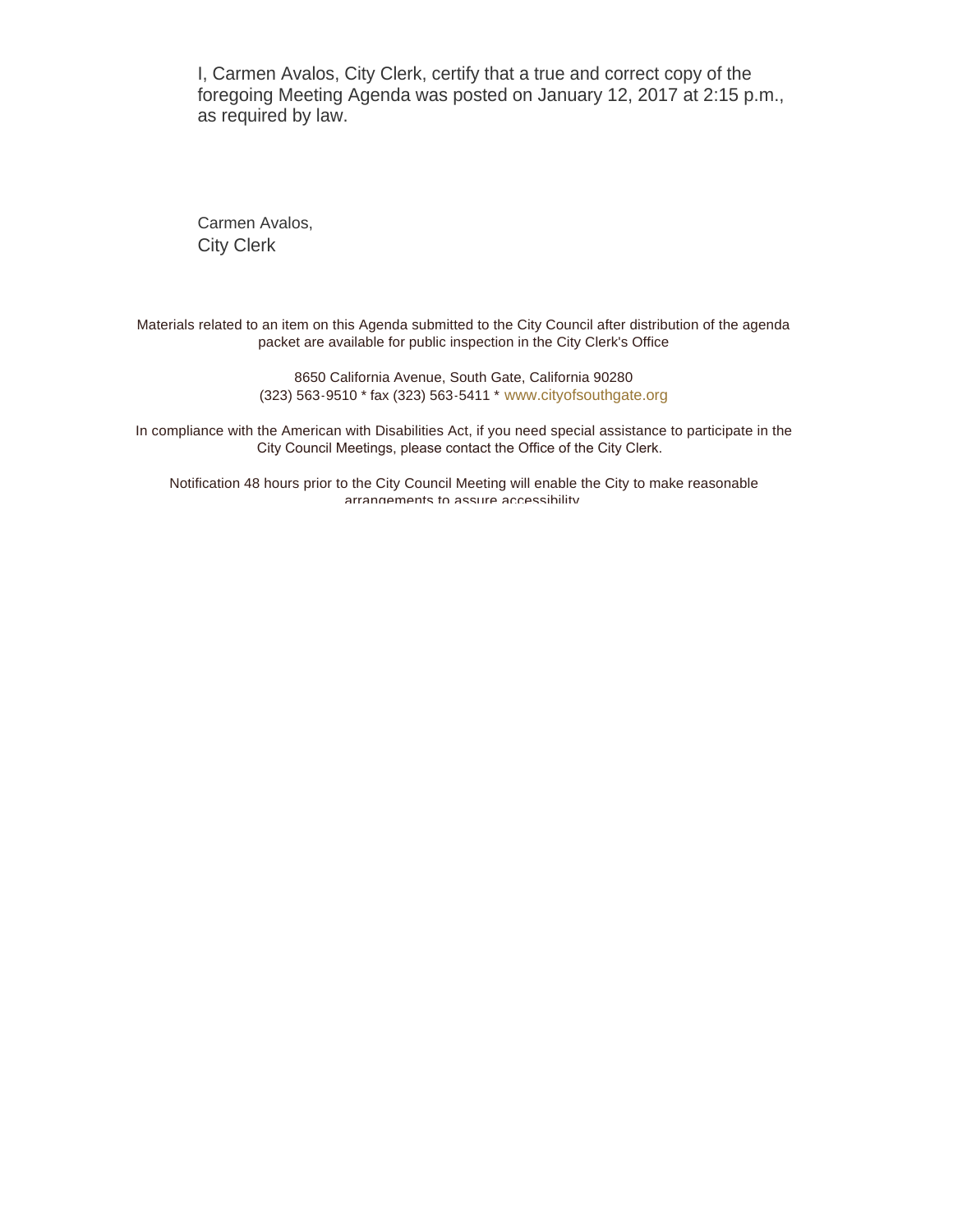I, Carmen Avalos, City Clerk, certify that a true and correct copy of the foregoing Meeting Agenda was posted on January 12, 2017 at 2:15 p.m., as required by law.

Carmen Avalos,
City Clerk

Materials related to an item on this Agenda submitted to the City Council after distribution of the agenda packet are available for public inspection in the City Clerk's Office

8650 California Avenue, South Gate, California 90280
(323) 563-9510 * fax (323) 563-5411 * www.cityofsouthgate.org

In compliance with the American with Disabilities Act, if you need special assistance to participate in the City Council Meetings, please contact the Office of the City Clerk.

Notification 48 hours prior to the City Council Meeting will enable the City to make reasonable arrangements to assure accessibility